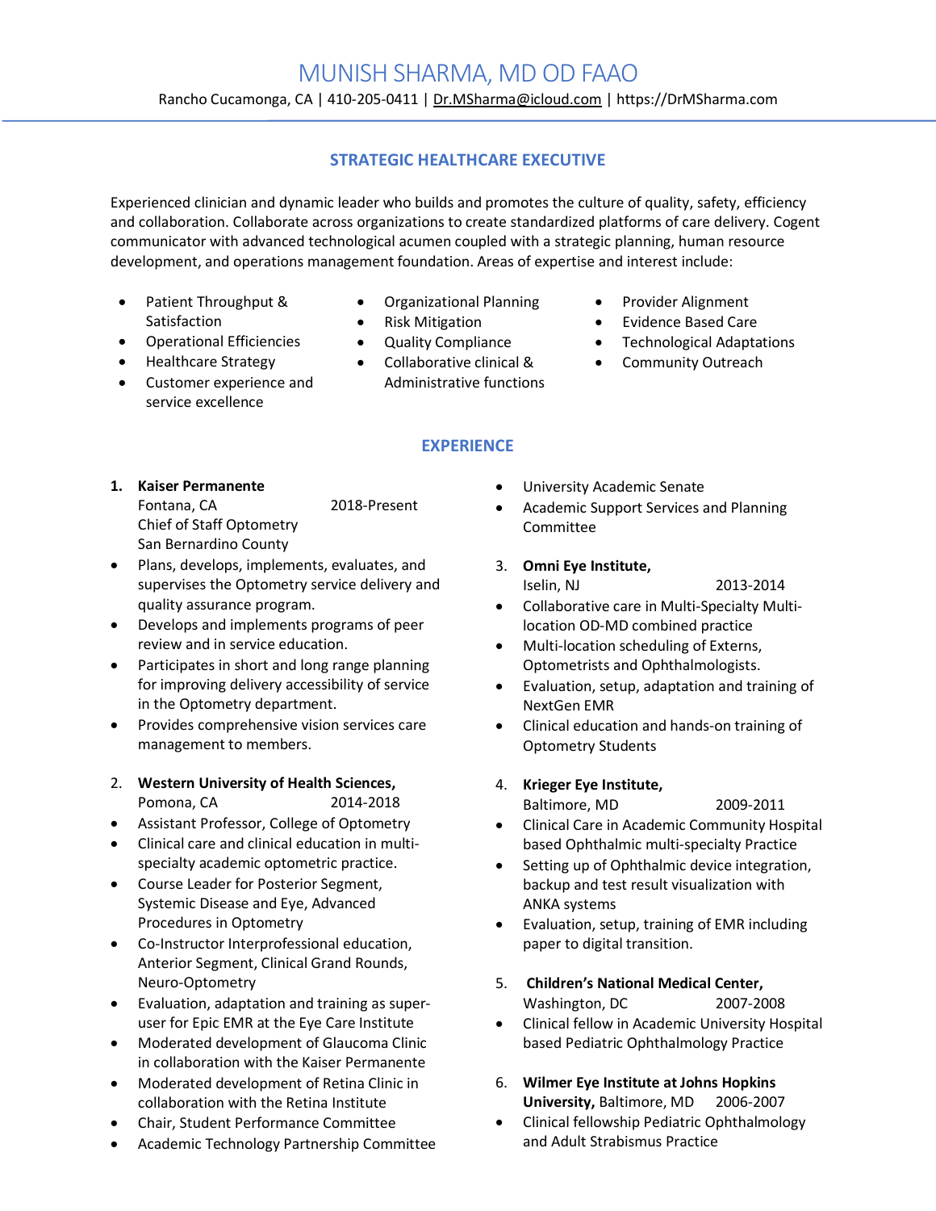# MUNISH SHARMA, MD OD FAAO

Rancho Cucamonga, CA | 410-205-0411 | Dr.MSharma@icloud.com | https://DrMSharma.com

## STRATEGIC HEALTHCARE EXECUTIVE

Experienced clinician and dynamic leader who builds and promotes the culture of quality, safety, efficiency and collaboration. Collaborate across organizations to create standardized platforms of care delivery. Cogent communicator with advanced technological acumen coupled with a strategic planning, human resource development, and operations management foundation. Areas of expertise and interest include:

- Patient Throughput & Satisfaction
- Operational Efficiencies
- Healthcare Strategy
- Customer experience and service excellence
- Organizational Planning
- Risk Mitigation
- Quality Compliance
- Collaborative clinical & Administrative functions
- Provider Alignment
- Evidence Based Care
- Technological Adaptations
- Community Outreach

## EXPERIENCE

1. **Kaiser Permanente**
   Fontana, CA 2018-Present
   Chief of Staff Optometry
   San Bernardino County

- Plans, develops, implements, evaluates, and supervises the Optometry service delivery and quality assurance program.
- Develops and implements programs of peer review and in service education.
- Participates in short and long range planning for improving delivery accessibility of service in the Optometry department.
- Provides comprehensive vision services care management to members.

2. **Western University of Health Sciences,**
   Pomona, CA 2014-2018

- Assistant Professor, College of Optometry
- Clinical care and clinical education in multi-specialty academic optometric practice.
- Course Leader for Posterior Segment, Systemic Disease and Eye, Advanced Procedures in Optometry
- Co-Instructor Interprofessional education, Anterior Segment, Clinical Grand Rounds, Neuro-Optometry
- Evaluation, adaptation and training as super-user for Epic EMR at the Eye Care Institute
- Moderated development of Glaucoma Clinic in collaboration with the Kaiser Permanente
- Moderated development of Retina Clinic in collaboration with the Retina Institute
- Chair, Student Performance Committee
- Academic Technology Partnership Committee
- University Academic Senate
- Academic Support Services and Planning Committee

3. **Omni Eye Institute,**
   Iselin, NJ 2013-2014

- Collaborative care in Multi-Specialty Multi-location OD-MD combined practice
- Multi-location scheduling of Externs, Optometrists and Ophthalmologists.
- Evaluation, setup, adaptation and training of NextGen EMR
- Clinical education and hands-on training of Optometry Students

4. **Krieger Eye Institute,**
   Baltimore, MD 2009-2011

- Clinical Care in Academic Community Hospital based Ophthalmic multi-specialty Practice
- Setting up of Ophthalmic device integration, backup and test result visualization with ANKA systems
- Evaluation, setup, training of EMR including paper to digital transition.

5. **Children's National Medical Center,**
   Washington, DC 2007-2008

- Clinical fellow in Academic University Hospital based Pediatric Ophthalmology Practice

6. **Wilmer Eye Institute at Johns Hopkins University,** Baltimore, MD 2006-2007

- Clinical fellowship Pediatric Ophthalmology and Adult Strabismus Practice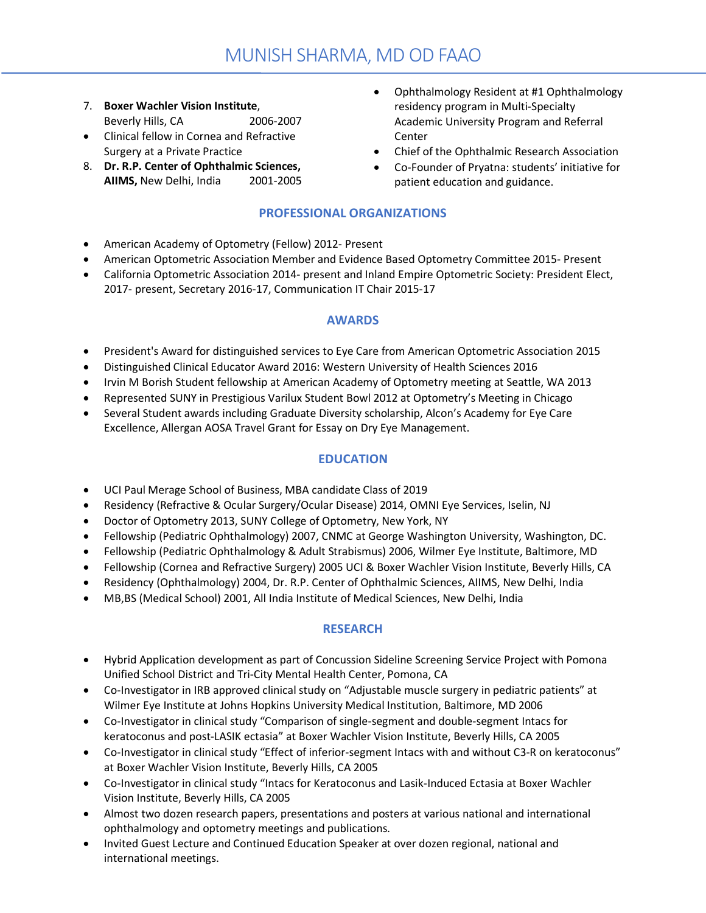7. **Boxer Wachler Vision Institute**, Beverly Hills, CA 2006-2007
   - Clinical fellow in Cornea and Refractive Surgery at a Private Practice
8. **Dr. R.P. Center of Ophthalmic Sciences, AIIMS,** New Delhi, India 2001-2005
   - Ophthalmology Resident at #1 Ophthalmology residency program in Multi-Specialty Academic University Program and Referral Center
   - Chief of the Ophthalmic Research Association
   - Co-Founder of Pryatna: students' initiative for patient education and guidance.

## PROFESSIONAL ORGANIZATIONS

- American Academy of Optometry (Fellow) 2012- Present
- American Optometric Association Member and Evidence Based Optometry Committee 2015- Present
- California Optometric Association 2014- present and Inland Empire Optometric Society: President Elect, 2017- present, Secretary 2016-17, Communication IT Chair 2015-17

## AWARDS

- President's Award for distinguished services to Eye Care from American Optometric Association 2015
- Distinguished Clinical Educator Award 2016: Western University of Health Sciences 2016
- Irvin M Borish Student fellowship at American Academy of Optometry meeting at Seattle, WA 2013
- Represented SUNY in Prestigious Varilux Student Bowl 2012 at Optometry's Meeting in Chicago
- Several Student awards including Graduate Diversity scholarship, Alcon's Academy for Eye Care Excellence, Allergan AOSA Travel Grant for Essay on Dry Eye Management.

## EDUCATION

- UCI Paul Merage School of Business, MBA candidate Class of 2019
- Residency (Refractive & Ocular Surgery/Ocular Disease) 2014, OMNI Eye Services, Iselin, NJ
- Doctor of Optometry 2013, SUNY College of Optometry, New York, NY
- Fellowship (Pediatric Ophthalmology) 2007, CNMC at George Washington University, Washington, DC.
- Fellowship (Pediatric Ophthalmology & Adult Strabismus) 2006, Wilmer Eye Institute, Baltimore, MD
- Fellowship (Cornea and Refractive Surgery) 2005 UCI & Boxer Wachler Vision Institute, Beverly Hills, CA
- Residency (Ophthalmology) 2004, Dr. R.P. Center of Ophthalmic Sciences, AIIMS, New Delhi, India
- MB,BS (Medical School) 2001, All India Institute of Medical Sciences, New Delhi, India

## RESEARCH

- Hybrid Application development as part of Concussion Sideline Screening Service Project with Pomona Unified School District and Tri-City Mental Health Center, Pomona, CA
- Co-Investigator in IRB approved clinical study on "Adjustable muscle surgery in pediatric patients" at Wilmer Eye Institute at Johns Hopkins University Medical Institution, Baltimore, MD 2006
- Co-Investigator in clinical study "Comparison of single-segment and double-segment Intacs for keratoconus and post-LASIK ectasia" at Boxer Wachler Vision Institute, Beverly Hills, CA 2005
- Co-Investigator in clinical study "Effect of inferior-segment Intacs with and without C3-R on keratoconus" at Boxer Wachler Vision Institute, Beverly Hills, CA 2005
- Co-Investigator in clinical study "Intacs for Keratoconus and Lasik-Induced Ectasia at Boxer Wachler Vision Institute, Beverly Hills, CA 2005
- Almost two dozen research papers, presentations and posters at various national and international ophthalmology and optometry meetings and publications.
- Invited Guest Lecture and Continued Education Speaker at over dozen regional, national and international meetings.